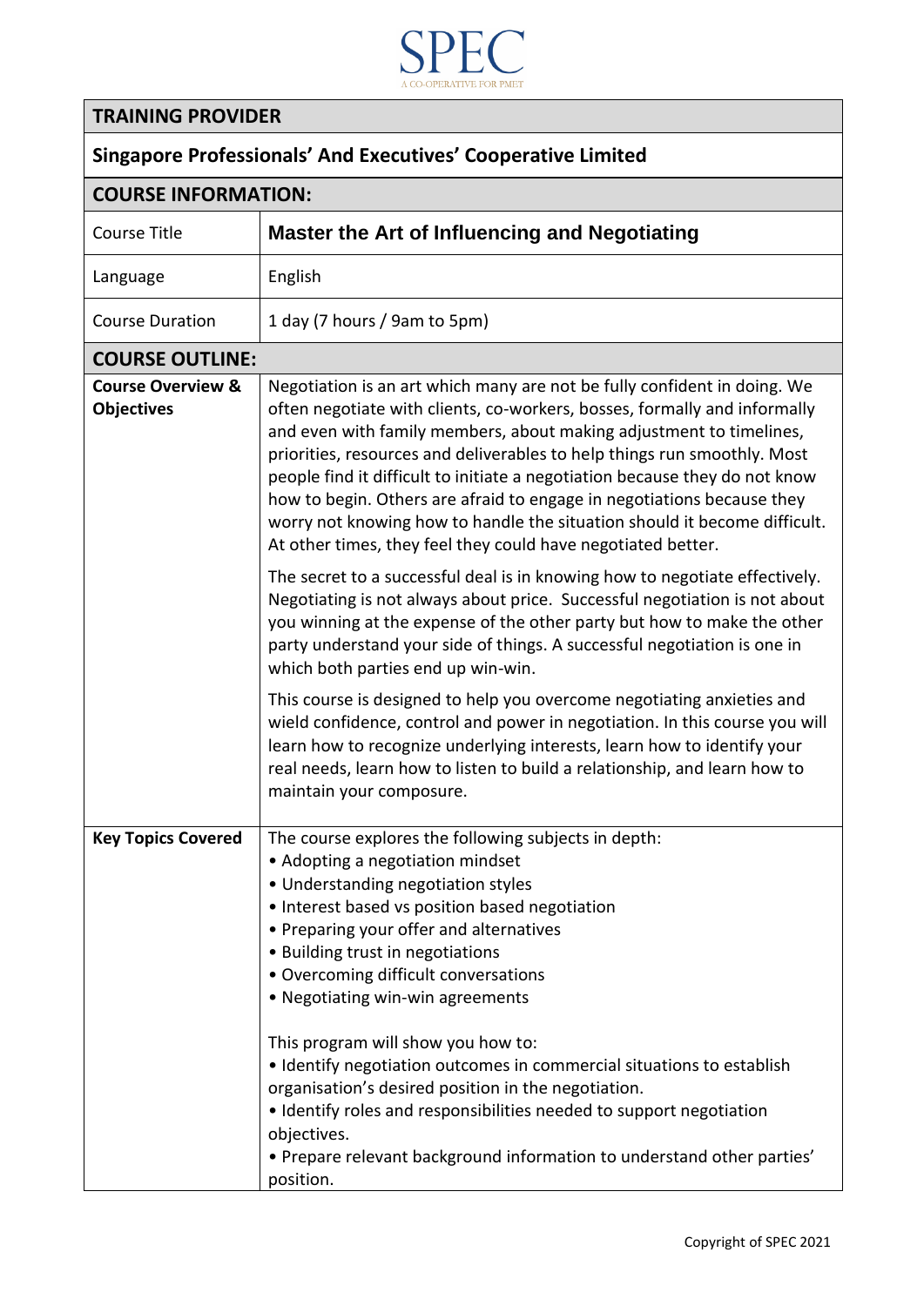SPEC

A CO-OPERATIVE FOR PMET

| **TRAINING PROVIDER** | |
|---|---|
| **Singapore Professionals' And Executives' Cooperative Limited** | |
| **COURSE INFORMATION:** | |
| Course Title | **Master the Art of Influencing and Negotiating** |
| Language | English |
| Course Duration | 1 day (7 hours / 9am to 5pm) |
| **COURSE OUTLINE:** | |
| **Course Overview & Objectives** | Negotiation is an art which many are not be fully confident in doing. We often negotiate with clients, co-workers, bosses, formally and informally and even with family members, about making adjustment to timelines, priorities, resources and deliverables to help things run smoothly. Most people find it difficult to initiate a negotiation because they do not know how to begin. Others are afraid to engage in negotiations because they worry not knowing how to handle the situation should it become difficult. At other times, they feel they could have negotiated better.<br><br>The secret to a successful deal is in knowing how to negotiate effectively. Negotiating is not always about price. Successful negotiation is not about you winning at the expense of the other party but how to make the other party understand your side of things. A successful negotiation is one in which both parties end up win-win.<br><br>This course is designed to help you overcome negotiating anxieties and wield confidence, control and power in negotiation. In this course you will learn how to recognize underlying interests, learn how to identify your real needs, learn how to listen to build a relationship, and learn how to maintain your composure. |
| **Key Topics Covered** | The course explores the following subjects in depth:<br>• Adopting a negotiation mindset<br>• Understanding negotiation styles<br>• Interest based vs position based negotiation<br>• Preparing your offer and alternatives<br>• Building trust in negotiations<br>• Overcoming difficult conversations<br>• Negotiating win-win agreements<br><br>This program will show you how to:<br>• Identify negotiation outcomes in commercial situations to establish organisation's desired position in the negotiation.<br>• Identify roles and responsibilities needed to support negotiation objectives.<br>• Prepare relevant background information to understand other parties' position. |

Copyright of SPEC 2021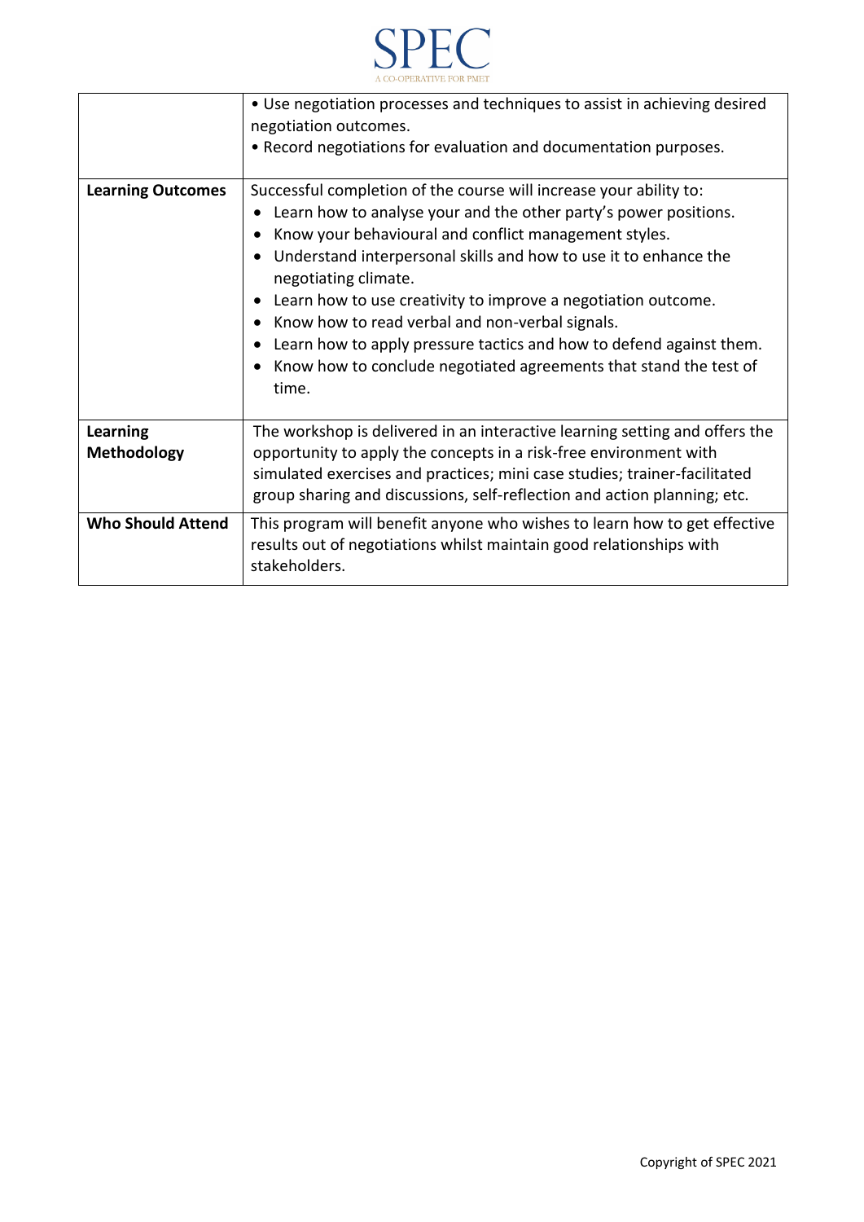| | |
|---|---|
| | • Use negotiation processes and techniques to assist in achieving desired negotiation outcomes.<br>• Record negotiations for evaluation and documentation purposes. |
| **Learning Outcomes** | Successful completion of the course will increase your ability to:<br>• Learn how to analyse your and the other party's power positions.<br>• Know your behavioural and conflict management styles.<br>• Understand interpersonal skills and how to use it to enhance the negotiating climate.<br>• Learn how to use creativity to improve a negotiation outcome.<br>• Know how to read verbal and non-verbal signals.<br>• Learn how to apply pressure tactics and how to defend against them.<br>• Know how to conclude negotiated agreements that stand the test of time. |
| **Learning Methodology** | The workshop is delivered in an interactive learning setting and offers the opportunity to apply the concepts in a risk-free environment with simulated exercises and practices; mini case studies; trainer-facilitated group sharing and discussions, self-reflection and action planning; etc. |
| **Who Should Attend** | This program will benefit anyone who wishes to learn how to get effective results out of negotiations whilst maintain good relationships with stakeholders. |